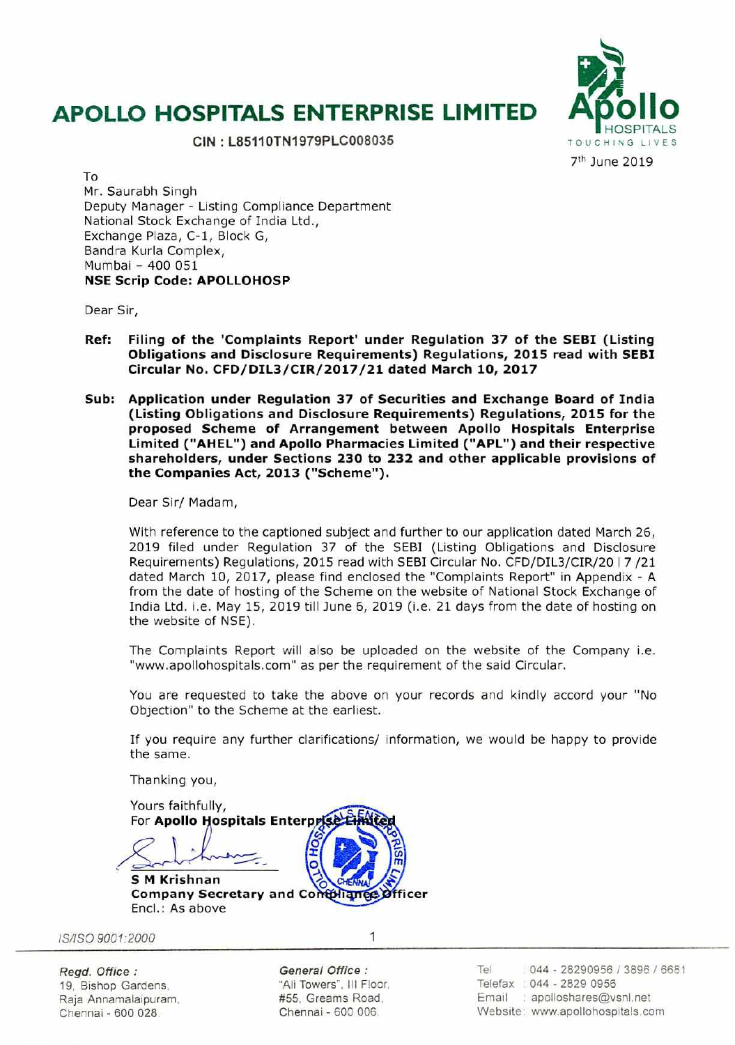# APOLLO HOSPITALS ENTERPRISE LIMITED

**CIN : L85110TN1979PLC008035**

7th June 2019

To
Mr. Saurabh Singh
Deputy Manager - Listing Compliance Department
National Stock Exchange of India Ltd.,
Exchange Plaza, C-1, Block G,
Bandra Kurla Complex,
Mumbai – 400 051
**NSE Scrip Code: APOLLOHOSP**

Dear Sir,

**Ref: Filing of the 'Complaints Report' under Regulation 37 of the SEBI (Listing Obligations and Disclosure Requirements) Regulations, 2015 read with SEBI Circular No. CFD/DIL3/CIR/2017/21 dated March 10, 2017**

**Sub: Application under Regulation 37 of Securities and Exchange Board of India (Listing Obligations and Disclosure Requirements) Regulations, 2015 for the proposed Scheme of Arrangement between Apollo Hospitals Enterprise Limited ("AHEL") and Apollo Pharmacies Limited ("APL") and their respective shareholders, under Sections 230 to 232 and other applicable provisions of the Companies Act, 2013 ("Scheme").**

Dear Sir/ Madam,

With reference to the captioned subject and further to our application dated March 26, 2019 filed under Regulation 37 of the SEBI (Listing Obligations and Disclosure Requirements) Regulations, 2015 read with SEBI Circular No. CFD/DIL3/CIR/20 I 7 /21 dated March 10, 2017, please find enclosed the "Complaints Report" in Appendix - A from the date of hosting of the Scheme on the website of National Stock Exchange of India Ltd. i.e. May 15, 2019 till June 6, 2019 (i.e. 21 days from the date of hosting on the website of NSE).

The Complaints Report will also be uploaded on the website of the Company i.e. "www.apollohospitals.com" as per the requirement of the said Circular.

You are requested to take the above on your records and kindly accord your "No Objection" to the Scheme at the earliest.

If you require any further clarifications/ information, we would be happy to provide the same.

Thanking you,

Yours faithfully,
For **Apollo Hospitals Enterprise Limited**

**S M Krishnan**
**Company Secretary and Compliance Officer**
Encl.: As above

IS/ISO 9001:2000

*Regd. Office :*
19, Bishop Gardens,
Raja Annamalaipuram,
Chennai - 600 028.

*General Office :*
"Ali Towers", III Floor,
#55, Greams Road,
Chennai - 600 006.

Tel : 044 - 28290956 / 3896 / 6681
Telefax : 044 - 2829 0956
Email : apolloshares@vsnl.net
Website : www.apollohospitals.com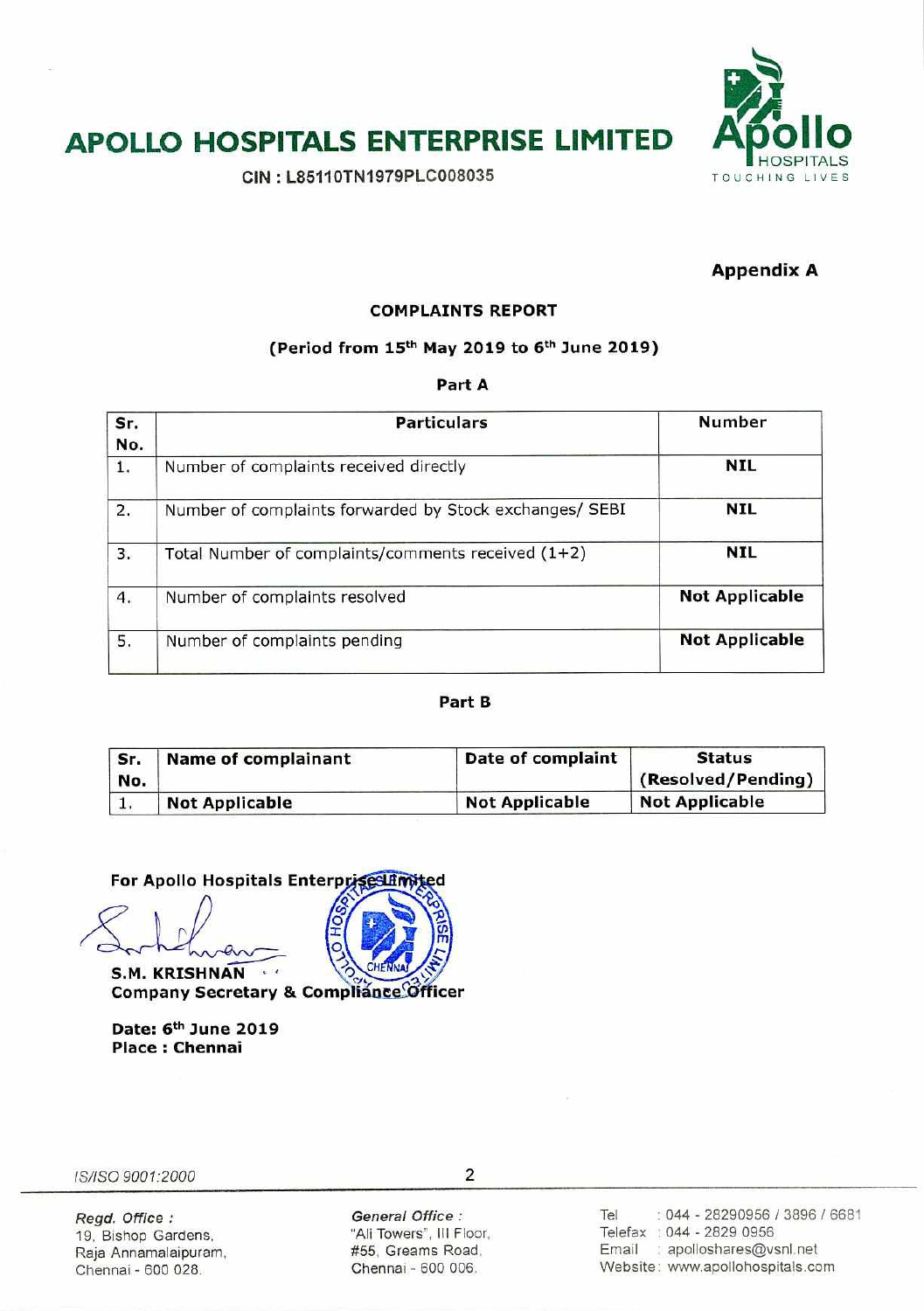# APOLLO HOSPITALS ENTERPRISE LIMITED

CIN : L85110TN1979PLC008035

**Appendix A**

## COMPLAINTS REPORT

**(Period from 15th May 2019 to 6th June 2019)**

**Part A**

| Sr. No. | Particulars | Number |
|---|---|---|
| 1. | Number of complaints received directly | **NIL** |
| 2. | Number of complaints forwarded by Stock exchanges/ SEBI | **NIL** |
| 3. | Total Number of complaints/comments received (1+2) | **NIL** |
| 4. | Number of complaints resolved | **Not Applicable** |
| 5. | Number of complaints pending | **Not Applicable** |

**Part B**

| Sr. No. | Name of complainant | Date of complaint | Status (Resolved/Pending) |
|---|---|---|---|
| 1. | **Not Applicable** | **Not Applicable** | **Not Applicable** |

**For Apollo Hospitals Enterprise Limited**

**S.M. KRISHNAN**
**Company Secretary & Compliance Officer**

**Date: 6th June 2019**
**Place : Chennai**

IS/ISO 9001:2000

*Regd. Office :*
19, Bishop Gardens,
Raja Annamalaipuram,
Chennai - 600 028.

*General Office :*
"Ali Towers", III Floor,
#55, Greams Road,
Chennai - 600 006.

Tel : 044 - 28290956 / 3896 / 6681
Telefax : 044 - 2829 0956
Email : apolloshares@vsnl.net
Website : www.apollohospitals.com